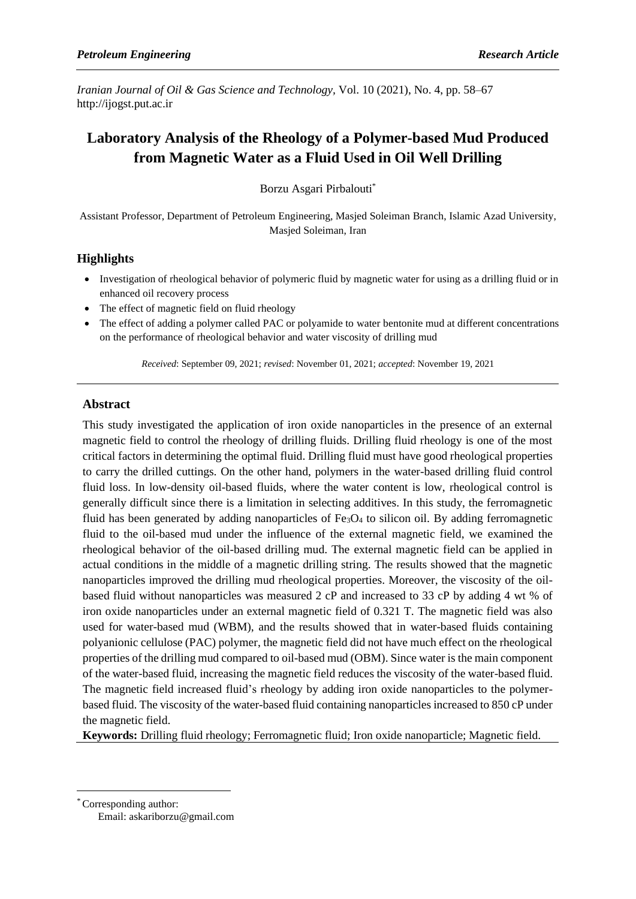*Petroleum Engineering* **_Research Article_**

*Iranian Journal of Oil & Gas Science and Technology*, Vol. 10 (2021), No. 4, pp. 58–67
http://ijogst.put.ac.ir

# Laboratory Analysis of the Rheology of a Polymer-based Mud Produced from Magnetic Water as a Fluid Used in Oil Well Drilling

Borzu Asgari Pirbalouti*

Assistant Professor, Department of Petroleum Engineering, Masjed Soleiman Branch, Islamic Azad University, Masjed Soleiman, Iran

## Highlights

- Investigation of rheological behavior of polymeric fluid by magnetic water for using as a drilling fluid or in enhanced oil recovery process
- The effect of magnetic field on fluid rheology
- The effect of adding a polymer called PAC or polyamide to water bentonite mud at different concentrations on the performance of rheological behavior and water viscosity of drilling mud

*Received*: September 09, 2021; *revised*: November 01, 2021; *accepted*: November 19, 2021

## Abstract

This study investigated the application of iron oxide nanoparticles in the presence of an external magnetic field to control the rheology of drilling fluids. Drilling fluid rheology is one of the most critical factors in determining the optimal fluid. Drilling fluid must have good rheological properties to carry the drilled cuttings. On the other hand, polymers in the water-based drilling fluid control fluid loss. In low-density oil-based fluids, where the water content is low, rheological control is generally difficult since there is a limitation in selecting additives. In this study, the ferromagnetic fluid has been generated by adding nanoparticles of $Fe_3O_4$ to silicon oil. By adding ferromagnetic fluid to the oil-based mud under the influence of the external magnetic field, we examined the rheological behavior of the oil-based drilling mud. The external magnetic field can be applied in actual conditions in the middle of a magnetic drilling string. The results showed that the magnetic nanoparticles improved the drilling mud rheological properties. Moreover, the viscosity of the oil-based fluid without nanoparticles was measured 2 cP and increased to 33 cP by adding 4 wt % of iron oxide nanoparticles under an external magnetic field of 0.321 T. The magnetic field was also used for water-based mud (WBM), and the results showed that in water-based fluids containing polyanionic cellulose (PAC) polymer, the magnetic field did not have much effect on the rheological properties of the drilling mud compared to oil-based mud (OBM). Since water is the main component of the water-based fluid, increasing the magnetic field reduces the viscosity of the water-based fluid. The magnetic field increased fluid's rheology by adding iron oxide nanoparticles to the polymer-based fluid. The viscosity of the water-based fluid containing nanoparticles increased to 850 cP under the magnetic field.

**Keywords:** Drilling fluid rheology; Ferromagnetic fluid; Iron oxide nanoparticle; Magnetic field.

---

\* Corresponding author:
Email: askariborzu@gmail.com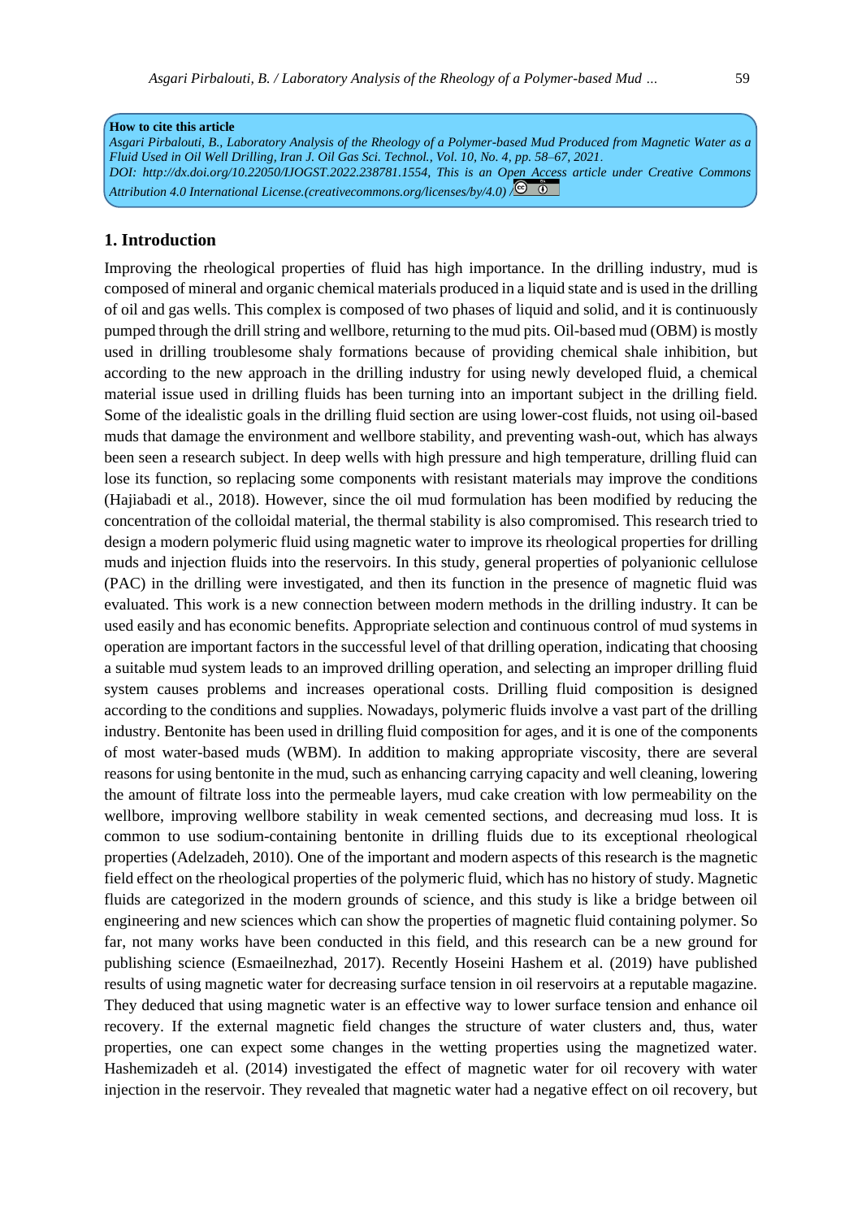**How to cite this article**

*Asgari Pirbalouti, B., Laboratory Analysis of the Rheology of a Polymer-based Mud Produced from Magnetic Water as a Fluid Used in Oil Well Drilling, Iran J. Oil Gas Sci. Technol., Vol. 10, No. 4, pp. 58–67, 2021.*
*DOI: http://dx.doi.org/10.22050/IJOGST.2022.238781.1554, This is an Open Access article under Creative Commons Attribution 4.0 International License.(creativecommons.org/licenses/by/4.0) /*

## 1. Introduction

Improving the rheological properties of fluid has high importance. In the drilling industry, mud is composed of mineral and organic chemical materials produced in a liquid state and is used in the drilling of oil and gas wells. This complex is composed of two phases of liquid and solid, and it is continuously pumped through the drill string and wellbore, returning to the mud pits. Oil-based mud (OBM) is mostly used in drilling troublesome shaly formations because of providing chemical shale inhibition, but according to the new approach in the drilling industry for using newly developed fluid, a chemical material issue used in drilling fluids has been turning into an important subject in the drilling field. Some of the idealistic goals in the drilling fluid section are using lower-cost fluids, not using oil-based muds that damage the environment and wellbore stability, and preventing wash-out, which has always been seen a research subject. In deep wells with high pressure and high temperature, drilling fluid can lose its function, so replacing some components with resistant materials may improve the conditions (Hajiabadi et al., 2018). However, since the oil mud formulation has been modified by reducing the concentration of the colloidal material, the thermal stability is also compromised. This research tried to design a modern polymeric fluid using magnetic water to improve its rheological properties for drilling muds and injection fluids into the reservoirs. In this study, general properties of polyanionic cellulose (PAC) in the drilling were investigated, and then its function in the presence of magnetic fluid was evaluated. This work is a new connection between modern methods in the drilling industry. It can be used easily and has economic benefits. Appropriate selection and continuous control of mud systems in operation are important factors in the successful level of that drilling operation, indicating that choosing a suitable mud system leads to an improved drilling operation, and selecting an improper drilling fluid system causes problems and increases operational costs. Drilling fluid composition is designed according to the conditions and supplies. Nowadays, polymeric fluids involve a vast part of the drilling industry. Bentonite has been used in drilling fluid composition for ages, and it is one of the components of most water-based muds (WBM). In addition to making appropriate viscosity, there are several reasons for using bentonite in the mud, such as enhancing carrying capacity and well cleaning, lowering the amount of filtrate loss into the permeable layers, mud cake creation with low permeability on the wellbore, improving wellbore stability in weak cemented sections, and decreasing mud loss. It is common to use sodium-containing bentonite in drilling fluids due to its exceptional rheological properties (Adelzadeh, 2010). One of the important and modern aspects of this research is the magnetic field effect on the rheological properties of the polymeric fluid, which has no history of study. Magnetic fluids are categorized in the modern grounds of science, and this study is like a bridge between oil engineering and new sciences which can show the properties of magnetic fluid containing polymer. So far, not many works have been conducted in this field, and this research can be a new ground for publishing science (Esmaeilnezhad, 2017). Recently Hoseini Hashem et al. (2019) have published results of using magnetic water for decreasing surface tension in oil reservoirs at a reputable magazine. They deduced that using magnetic water is an effective way to lower surface tension and enhance oil recovery. If the external magnetic field changes the structure of water clusters and, thus, water properties, one can expect some changes in the wetting properties using the magnetized water. Hashemizadeh et al. (2014) investigated the effect of magnetic water for oil recovery with water injection in the reservoir. They revealed that magnetic water had a negative effect on oil recovery, but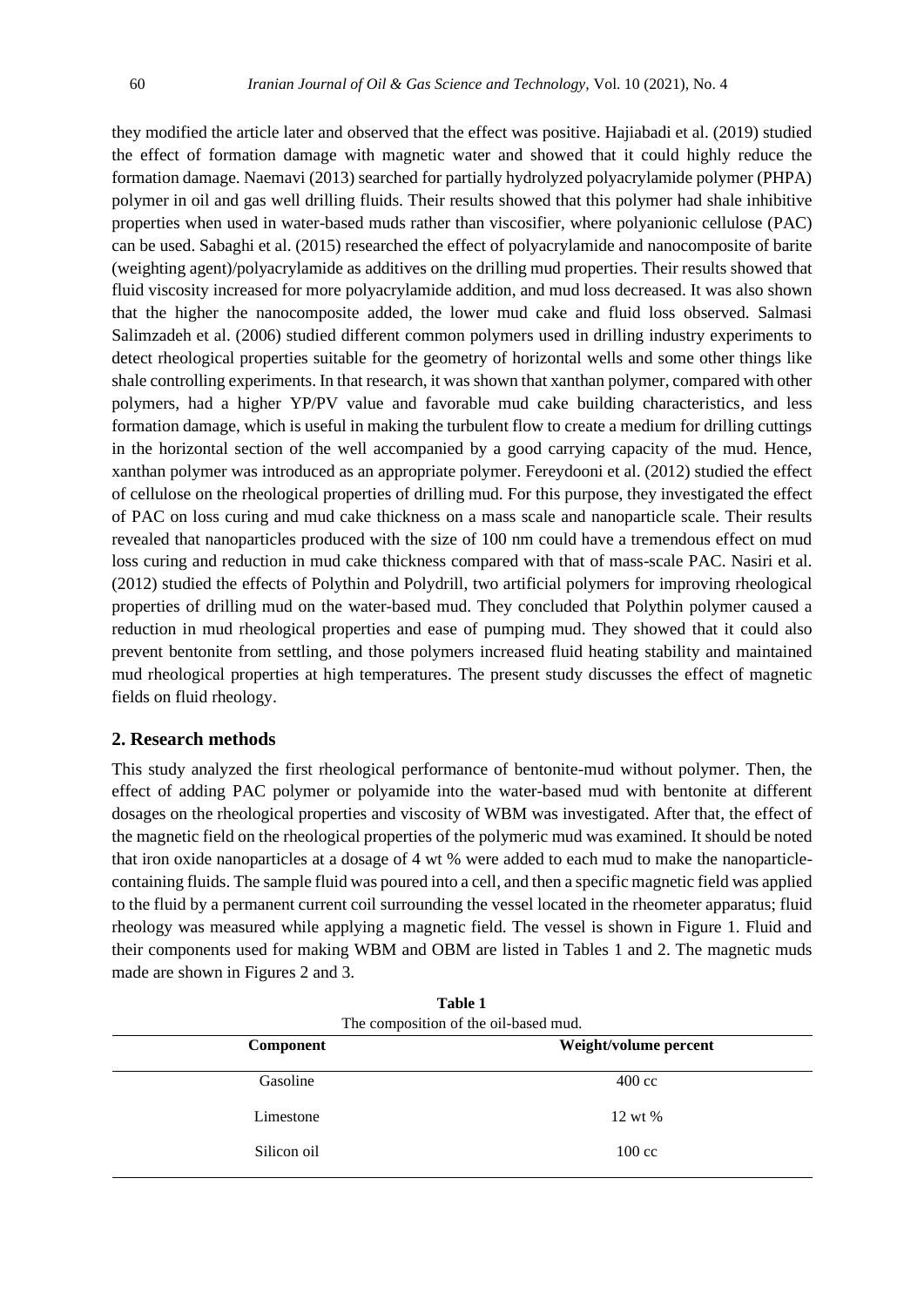they modified the article later and observed that the effect was positive. Hajiabadi et al. (2019) studied the effect of formation damage with magnetic water and showed that it could highly reduce the formation damage. Naemavi (2013) searched for partially hydrolyzed polyacrylamide polymer (PHPA) polymer in oil and gas well drilling fluids. Their results showed that this polymer had shale inhibitive properties when used in water-based muds rather than viscosifier, where polyanionic cellulose (PAC) can be used. Sabaghi et al. (2015) researched the effect of polyacrylamide and nanocomposite of barite (weighting agent)/polyacrylamide as additives on the drilling mud properties. Their results showed that fluid viscosity increased for more polyacrylamide addition, and mud loss decreased. It was also shown that the higher the nanocomposite added, the lower mud cake and fluid loss observed. Salmasi Salimzadeh et al. (2006) studied different common polymers used in drilling industry experiments to detect rheological properties suitable for the geometry of horizontal wells and some other things like shale controlling experiments. In that research, it was shown that xanthan polymer, compared with other polymers, had a higher YP/PV value and favorable mud cake building characteristics, and less formation damage, which is useful in making the turbulent flow to create a medium for drilling cuttings in the horizontal section of the well accompanied by a good carrying capacity of the mud. Hence, xanthan polymer was introduced as an appropriate polymer. Fereydooni et al. (2012) studied the effect of cellulose on the rheological properties of drilling mud. For this purpose, they investigated the effect of PAC on loss curing and mud cake thickness on a mass scale and nanoparticle scale. Their results revealed that nanoparticles produced with the size of 100 nm could have a tremendous effect on mud loss curing and reduction in mud cake thickness compared with that of mass-scale PAC. Nasiri et al. (2012) studied the effects of Polythin and Polydrill, two artificial polymers for improving rheological properties of drilling mud on the water-based mud. They concluded that Polythin polymer caused a reduction in mud rheological properties and ease of pumping mud. They showed that it could also prevent bentonite from settling, and those polymers increased fluid heating stability and maintained mud rheological properties at high temperatures. The present study discusses the effect of magnetic fields on fluid rheology.

## 2. Research methods

This study analyzed the first rheological performance of bentonite-mud without polymer. Then, the effect of adding PAC polymer or polyamide into the water-based mud with bentonite at different dosages on the rheological properties and viscosity of WBM was investigated. After that, the effect of the magnetic field on the rheological properties of the polymeric mud was examined. It should be noted that iron oxide nanoparticles at a dosage of 4 wt % were added to each mud to make the nanoparticle-containing fluids. The sample fluid was poured into a cell, and then a specific magnetic field was applied to the fluid by a permanent current coil surrounding the vessel located in the rheometer apparatus; fluid rheology was measured while applying a magnetic field. The vessel is shown in Figure 1. Fluid and their components used for making WBM and OBM are listed in Tables 1 and 2. The magnetic muds made are shown in Figures 2 and 3.

**Table 1**

The composition of the oil-based mud.

| Component | Weight/volume percent |
|---|---|
| Gasoline | 400 cc |
| Limestone | 12 wt % |
| Silicon oil | 100 cc |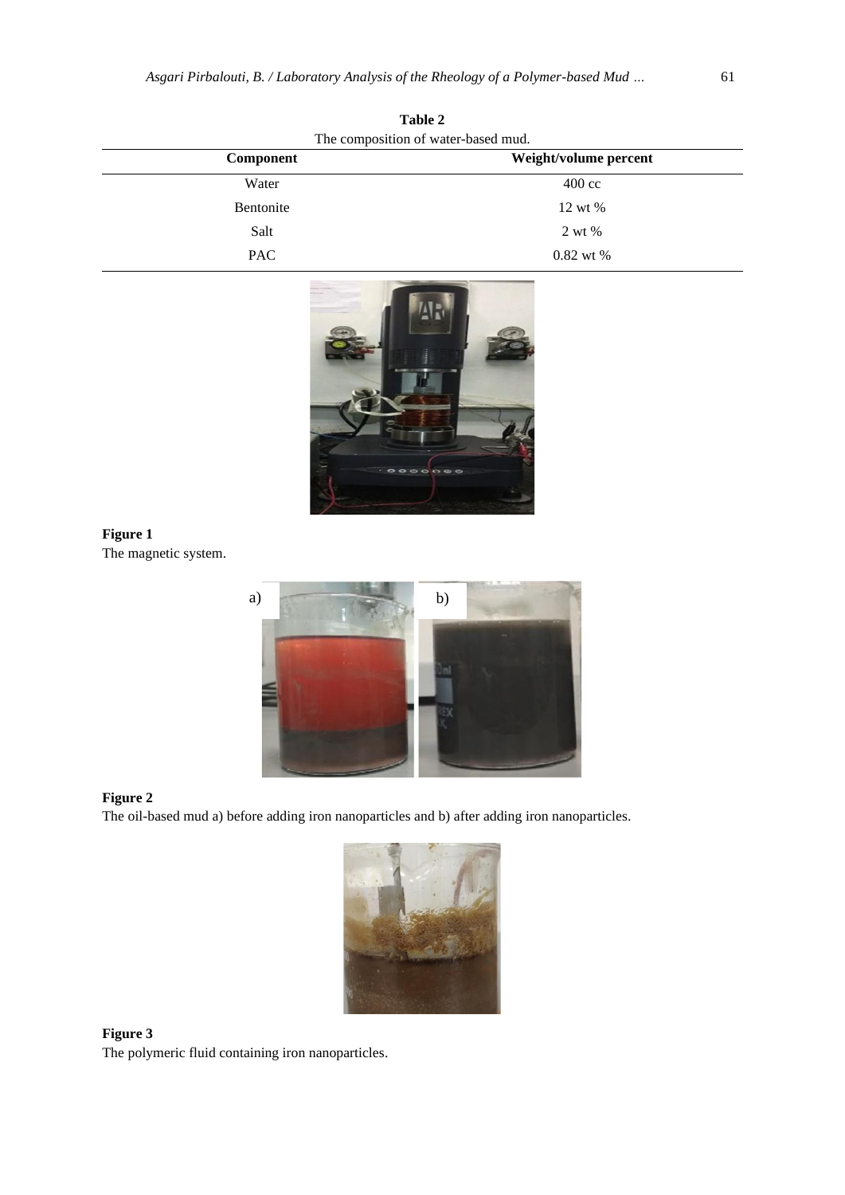**Table 2**
The composition of water-based mud.

| Component | Weight/volume percent |
|---|---|
| Water | 400 cc |
| Bentonite | 12 wt % |
| Salt | 2 wt % |
| PAC | 0.82 wt % |

**Figure 1**
The magnetic system.

**Figure 2**
The oil-based mud a) before adding iron nanoparticles and b) after adding iron nanoparticles.

**Figure 3**
The polymeric fluid containing iron nanoparticles.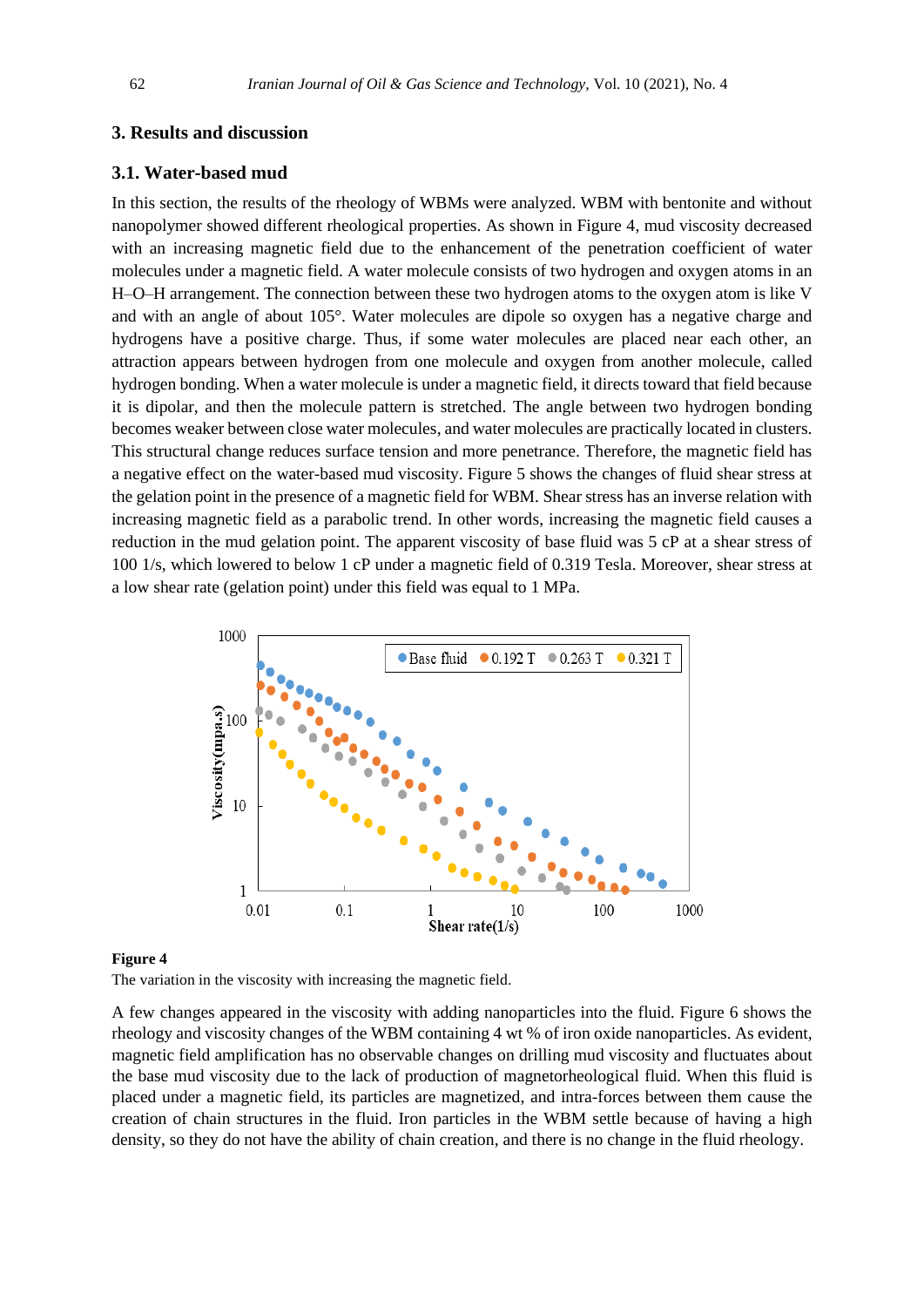## 3. Results and discussion

### 3.1. Water-based mud

In this section, the results of the rheology of WBMs were analyzed. WBM with bentonite and without nanopolymer showed different rheological properties. As shown in Figure 4, mud viscosity decreased with an increasing magnetic field due to the enhancement of the penetration coefficient of water molecules under a magnetic field. A water molecule consists of two hydrogen and oxygen atoms in an H–O–H arrangement. The connection between these two hydrogen atoms to the oxygen atom is like V and with an angle of about 105°. Water molecules are dipole so oxygen has a negative charge and hydrogens have a positive charge. Thus, if some water molecules are placed near each other, an attraction appears between hydrogen from one molecule and oxygen from another molecule, called hydrogen bonding. When a water molecule is under a magnetic field, it directs toward that field because it is dipolar, and then the molecule pattern is stretched. The angle between two hydrogen bonding becomes weaker between close water molecules, and water molecules are practically located in clusters. This structural change reduces surface tension and more penetrance. Therefore, the magnetic field has a negative effect on the water-based mud viscosity. Figure 5 shows the changes of fluid shear stress at the gelation point in the presence of a magnetic field for WBM. Shear stress has an inverse relation with increasing magnetic field as a parabolic trend. In other words, increasing the magnetic field causes a reduction in the mud gelation point. The apparent viscosity of base fluid was 5 cP at a shear stress of 100 1/s, which lowered to below 1 cP under a magnetic field of 0.319 Tesla. Moreover, shear stress at a low shear rate (gelation point) under this field was equal to 1 MPa.

**Figure 4**
The variation in the viscosity with increasing the magnetic field.

A few changes appeared in the viscosity with adding nanoparticles into the fluid. Figure 6 shows the rheology and viscosity changes of the WBM containing 4 wt % of iron oxide nanoparticles. As evident, magnetic field amplification has no observable changes on drilling mud viscosity and fluctuates about the base mud viscosity due to the lack of production of magnetorheological fluid. When this fluid is placed under a magnetic field, its particles are magnetized, and intra-forces between them cause the creation of chain structures in the fluid. Iron particles in the WBM settle because of having a high density, so they do not have the ability of chain creation, and there is no change in the fluid rheology.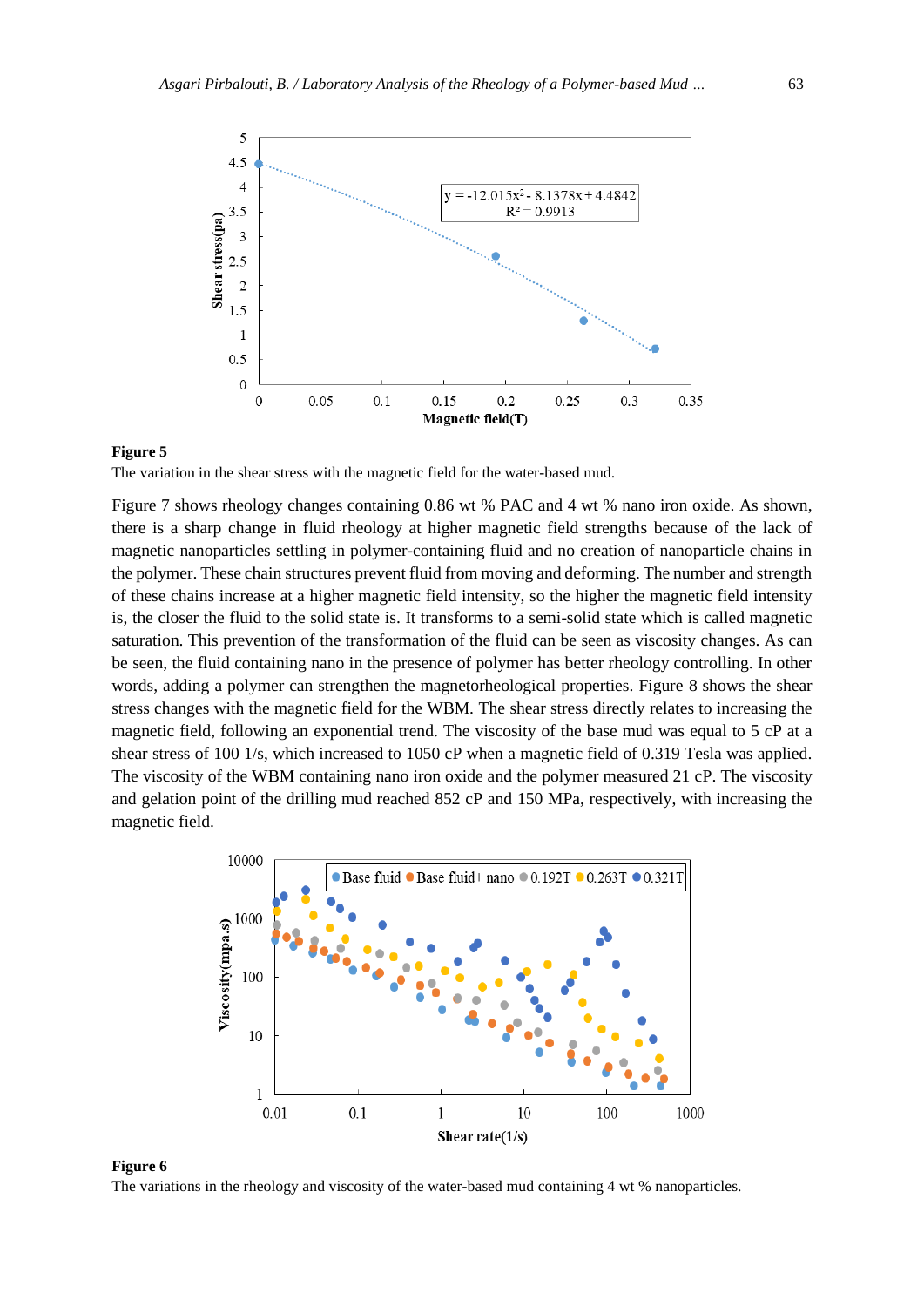**Figure 5**

The variation in the shear stress with the magnetic field for the water-based mud.

Figure 7 shows rheology changes containing 0.86 wt % PAC and 4 wt % nano iron oxide. As shown, there is a sharp change in fluid rheology at higher magnetic field strengths because of the lack of magnetic nanoparticles settling in polymer-containing fluid and no creation of nanoparticle chains in the polymer. These chain structures prevent fluid from moving and deforming. The number and strength of these chains increase at a higher magnetic field intensity, so the higher the magnetic field intensity is, the closer the fluid to the solid state is. It transforms to a semi-solid state which is called magnetic saturation. This prevention of the transformation of the fluid can be seen as viscosity changes. As can be seen, the fluid containing nano in the presence of polymer has better rheology controlling. In other words, adding a polymer can strengthen the magnetorheological properties. Figure 8 shows the shear stress changes with the magnetic field for the WBM. The shear stress directly relates to increasing the magnetic field, following an exponential trend. The viscosity of the base mud was equal to 5 cP at a shear stress of 100 1/s, which increased to 1050 cP when a magnetic field of 0.319 Tesla was applied. The viscosity of the WBM containing nano iron oxide and the polymer measured 21 cP. The viscosity and gelation point of the drilling mud reached 852 cP and 150 MPa, respectively, with increasing the magnetic field.

**Figure 6**

The variations in the rheology and viscosity of the water-based mud containing 4 wt % nanoparticles.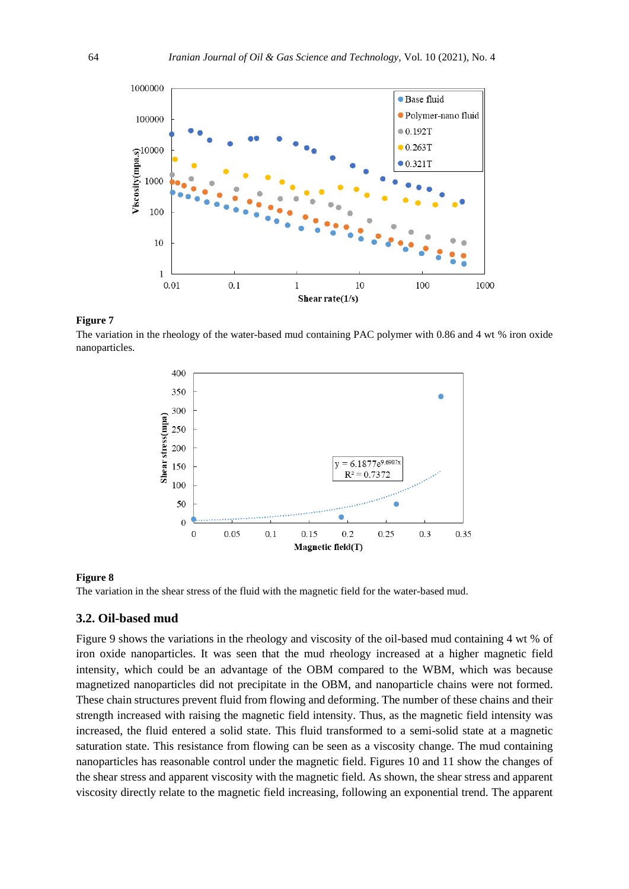**Figure 7**

The variation in the rheology of the water-based mud containing PAC polymer with 0.86 and 4 wt % iron oxide nanoparticles.

**Figure 8**

The variation in the shear stress of the fluid with the magnetic field for the water-based mud.

### 3.2. Oil-based mud

Figure 9 shows the variations in the rheology and viscosity of the oil-based mud containing 4 wt % of iron oxide nanoparticles. It was seen that the mud rheology increased at a higher magnetic field intensity, which could be an advantage of the OBM compared to the WBM, which was because magnetized nanoparticles did not precipitate in the OBM, and nanoparticle chains were not formed. These chain structures prevent fluid from flowing and deforming. The number of these chains and their strength increased with raising the magnetic field intensity. Thus, as the magnetic field intensity was increased, the fluid entered a solid state. This fluid transformed to a semi-solid state at a magnetic saturation state. This resistance from flowing can be seen as a viscosity change. The mud containing nanoparticles has reasonable control under the magnetic field. Figures 10 and 11 show the changes of the shear stress and apparent viscosity with the magnetic field. As shown, the shear stress and apparent viscosity directly relate to the magnetic field increasing, following an exponential trend. The apparent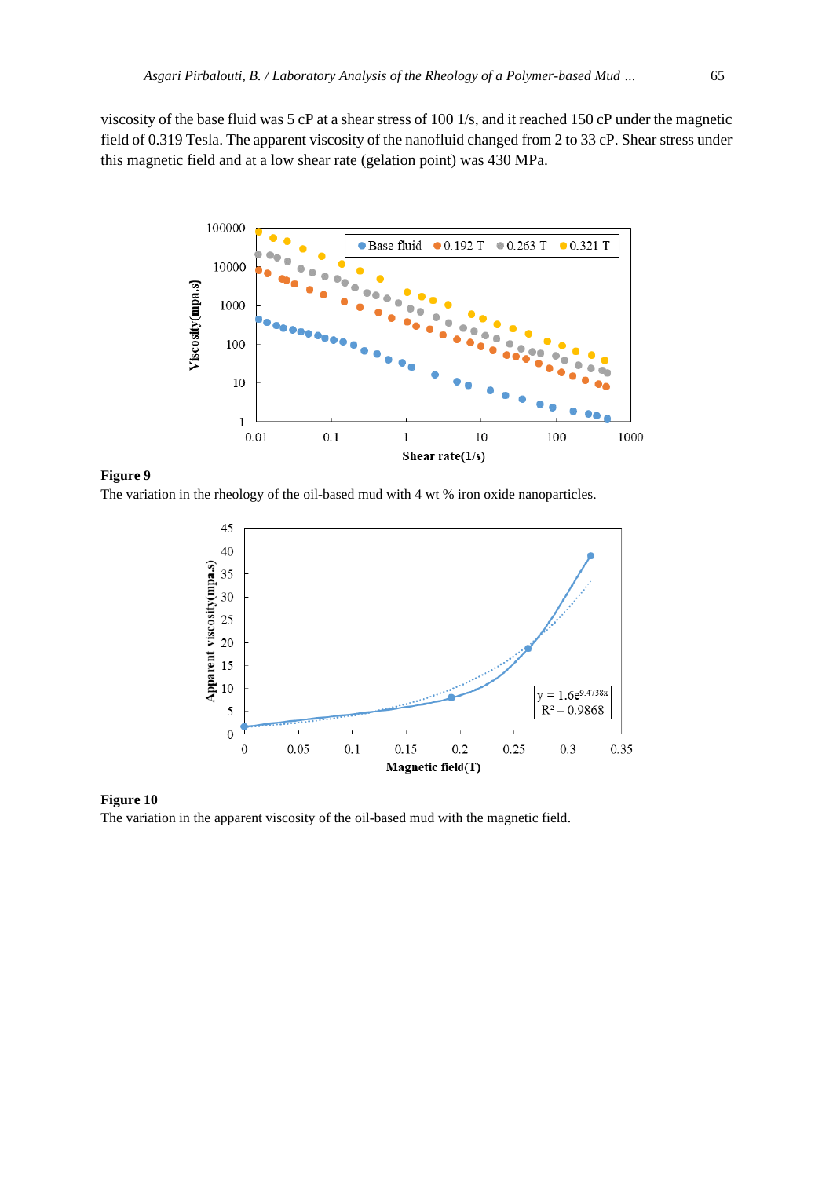viscosity of the base fluid was 5 cP at a shear stress of 100 1/s, and it reached 150 cP under the magnetic field of 0.319 Tesla. The apparent viscosity of the nanofluid changed from 2 to 33 cP. Shear stress under this magnetic field and at a low shear rate (gelation point) was 430 MPa.

**Figure 9**

The variation in the rheology of the oil-based mud with 4 wt % iron oxide nanoparticles.

**Figure 10**

The variation in the apparent viscosity of the oil-based mud with the magnetic field.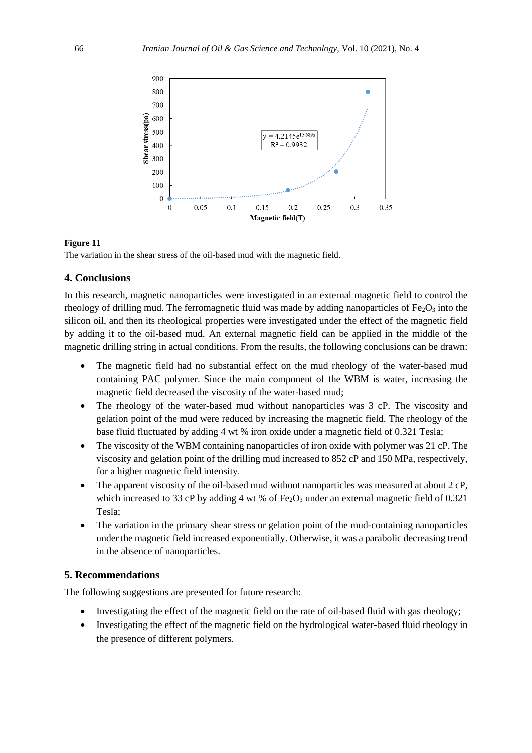**Figure 11**

The variation in the shear stress of the oil-based mud with the magnetic field.

## 4. Conclusions

In this research, magnetic nanoparticles were investigated in an external magnetic field to control the rheology of drilling mud. The ferromagnetic fluid was made by adding nanoparticles of $Fe_2O_3$ into the silicon oil, and then its rheological properties were investigated under the effect of the magnetic field by adding it to the oil-based mud. An external magnetic field can be applied in the middle of the magnetic drilling string in actual conditions. From the results, the following conclusions can be drawn:

- The magnetic field had no substantial effect on the mud rheology of the water-based mud containing PAC polymer. Since the main component of the WBM is water, increasing the magnetic field decreased the viscosity of the water-based mud;
- The rheology of the water-based mud without nanoparticles was 3 cP. The viscosity and gelation point of the mud were reduced by increasing the magnetic field. The rheology of the base fluid fluctuated by adding 4 wt % iron oxide under a magnetic field of 0.321 Tesla;
- The viscosity of the WBM containing nanoparticles of iron oxide with polymer was 21 cP. The viscosity and gelation point of the drilling mud increased to 852 cP and 150 MPa, respectively, for a higher magnetic field intensity.
- The apparent viscosity of the oil-based mud without nanoparticles was measured at about 2 cP, which increased to 33 cP by adding 4 wt % of $Fe_2O_3$ under an external magnetic field of 0.321 Tesla;
- The variation in the primary shear stress or gelation point of the mud-containing nanoparticles under the magnetic field increased exponentially. Otherwise, it was a parabolic decreasing trend in the absence of nanoparticles.

## 5. Recommendations

The following suggestions are presented for future research:

- Investigating the effect of the magnetic field on the rate of oil-based fluid with gas rheology;
- Investigating the effect of the magnetic field on the hydrological water-based fluid rheology in the presence of different polymers.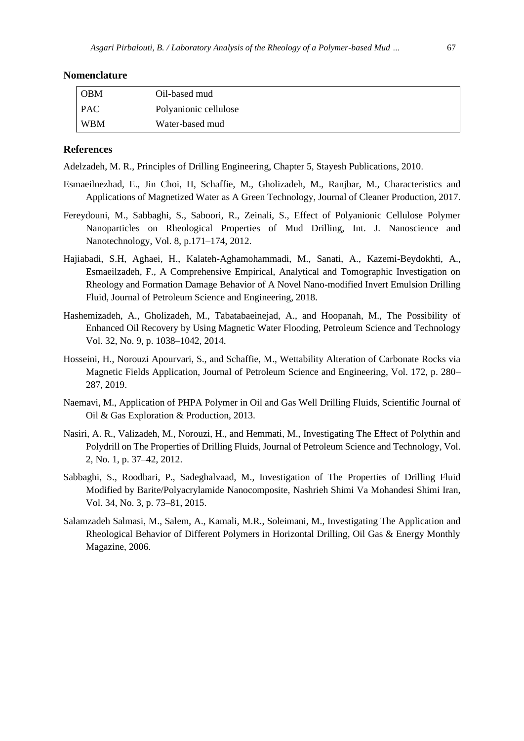## Nomenclature

| | |
|---|---|
| OBM | Oil-based mud |
| PAC | Polyanionic cellulose |
| WBM | Water-based mud |

## References

Adelzadeh, M. R., Principles of Drilling Engineering, Chapter 5, Stayesh Publications, 2010.

Esmaeilnezhad, E., Jin Choi, H, Schaffie, M., Gholizadeh, M., Ranjbar, M., Characteristics and Applications of Magnetized Water as A Green Technology, Journal of Cleaner Production, 2017.

Fereydouni, M., Sabbaghi, S., Saboori, R., Zeinali, S., Effect of Polyanionic Cellulose Polymer Nanoparticles on Rheological Properties of Mud Drilling, Int. J. Nanoscience and Nanotechnology, Vol. 8, p.171–174, 2012.

Hajiabadi, S.H, Aghaei, H., Kalateh-Aghamohammadi, M., Sanati, A., Kazemi-Beydokhti, A., Esmaeilzadeh, F., A Comprehensive Empirical, Analytical and Tomographic Investigation on Rheology and Formation Damage Behavior of A Novel Nano-modified Invert Emulsion Drilling Fluid, Journal of Petroleum Science and Engineering, 2018.

Hashemizadeh, A., Gholizadeh, M., Tabatabaeinejad, A., and Hoopanah, M., The Possibility of Enhanced Oil Recovery by Using Magnetic Water Flooding, Petroleum Science and Technology Vol. 32, No. 9, p. 1038–1042, 2014.

Hosseini, H., Norouzi Apourvari, S., and Schaffie, M., Wettability Alteration of Carbonate Rocks via Magnetic Fields Application, Journal of Petroleum Science and Engineering, Vol. 172, p. 280–287, 2019.

Naemavi, M., Application of PHPA Polymer in Oil and Gas Well Drilling Fluids, Scientific Journal of Oil & Gas Exploration & Production, 2013.

Nasiri, A. R., Valizadeh, M., Norouzi, H., and Hemmati, M., Investigating The Effect of Polythin and Polydrill on The Properties of Drilling Fluids, Journal of Petroleum Science and Technology, Vol. 2, No. 1, p. 37–42, 2012.

Sabbaghi, S., Roodbari, P., Sadeghalvaad, M., Investigation of The Properties of Drilling Fluid Modified by Barite/Polyacrylamide Nanocomposite, Nashrieh Shimi Va Mohandesi Shimi Iran, Vol. 34, No. 3, p. 73–81, 2015.

Salamzadeh Salmasi, M., Salem, A., Kamali, M.R., Soleimani, M., Investigating The Application and Rheological Behavior of Different Polymers in Horizontal Drilling, Oil Gas & Energy Monthly Magazine, 2006.